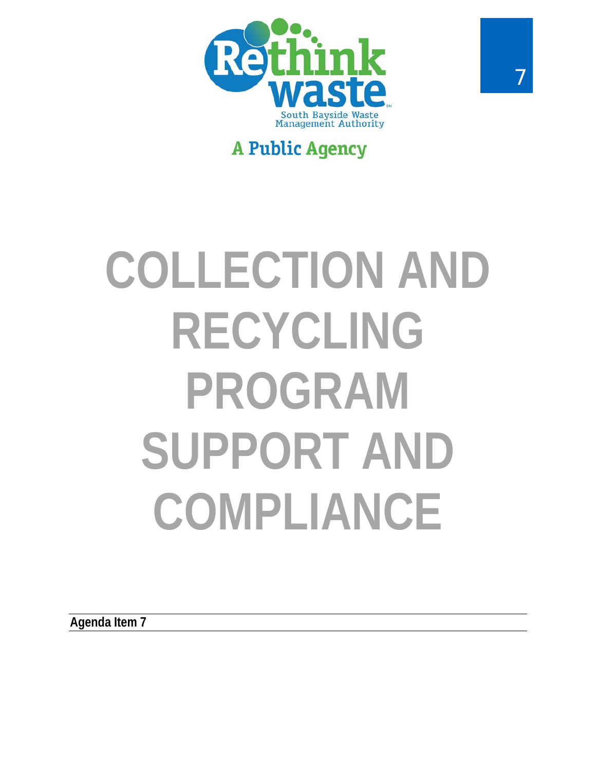Rethink waste

South Bayside Waste Management Authority

A Public Agency

7

# COLLECTION AND RECYCLING PROGRAM SUPPORT AND COMPLIANCE

**Agenda Item 7**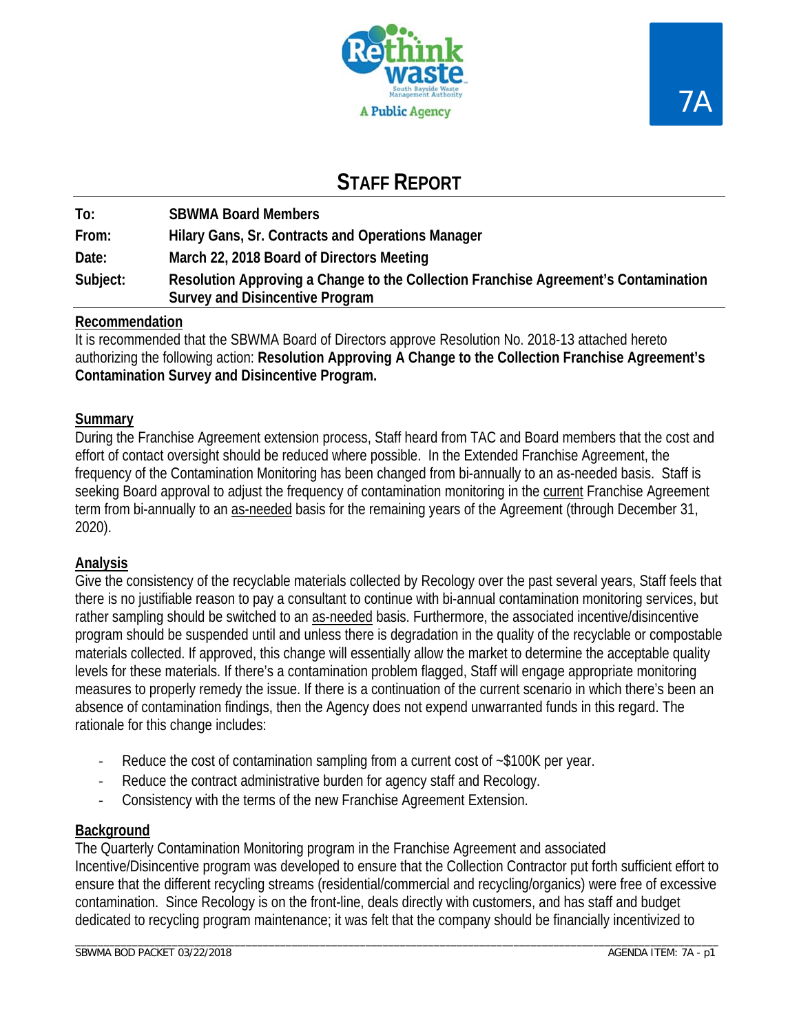# STAFF REPORT

| | |
|---|---|
| **To:** | **SBWMA Board Members** |
| **From:** | **Hilary Gans, Sr. Contracts and Operations Manager** |
| **Date:** | **March 22, 2018 Board of Directors Meeting** |
| **Subject:** | **Resolution Approving a Change to the Collection Franchise Agreement's Contamination Survey and Disincentive Program** |

**Recommendation**

It is recommended that the SBWMA Board of Directors approve Resolution No. 2018-13 attached hereto authorizing the following action: **Resolution Approving A Change to the Collection Franchise Agreement's Contamination Survey and Disincentive Program.**

**Summary**

During the Franchise Agreement extension process, Staff heard from TAC and Board members that the cost and effort of contact oversight should be reduced where possible. In the Extended Franchise Agreement, the frequency of the Contamination Monitoring has been changed from bi-annually to an as-needed basis. Staff is seeking Board approval to adjust the frequency of contamination monitoring in the current Franchise Agreement term from bi-annually to an as-needed basis for the remaining years of the Agreement (through December 31, 2020).

**Analysis**

Give the consistency of the recyclable materials collected by Recology over the past several years, Staff feels that there is no justifiable reason to pay a consultant to continue with bi-annual contamination monitoring services, but rather sampling should be switched to an as-needed basis. Furthermore, the associated incentive/disincentive program should be suspended until and unless there is degradation in the quality of the recyclable or compostable materials collected. If approved, this change will essentially allow the market to determine the acceptable quality levels for these materials. If there's a contamination problem flagged, Staff will engage appropriate monitoring measures to properly remedy the issue. If there is a continuation of the current scenario in which there's been an absence of contamination findings, then the Agency does not expend unwarranted funds in this regard. The rationale for this change includes:

- Reduce the cost of contamination sampling from a current cost of ~$100K per year.
- Reduce the contract administrative burden for agency staff and Recology.
- Consistency with the terms of the new Franchise Agreement Extension.

**Background**

The Quarterly Contamination Monitoring program in the Franchise Agreement and associated Incentive/Disincentive program was developed to ensure that the Collection Contractor put forth sufficient effort to ensure that the different recycling streams (residential/commercial and recycling/organics) were free of excessive contamination. Since Recology is on the front-line, deals directly with customers, and has staff and budget dedicated to recycling program maintenance; it was felt that the company should be financially incentivized to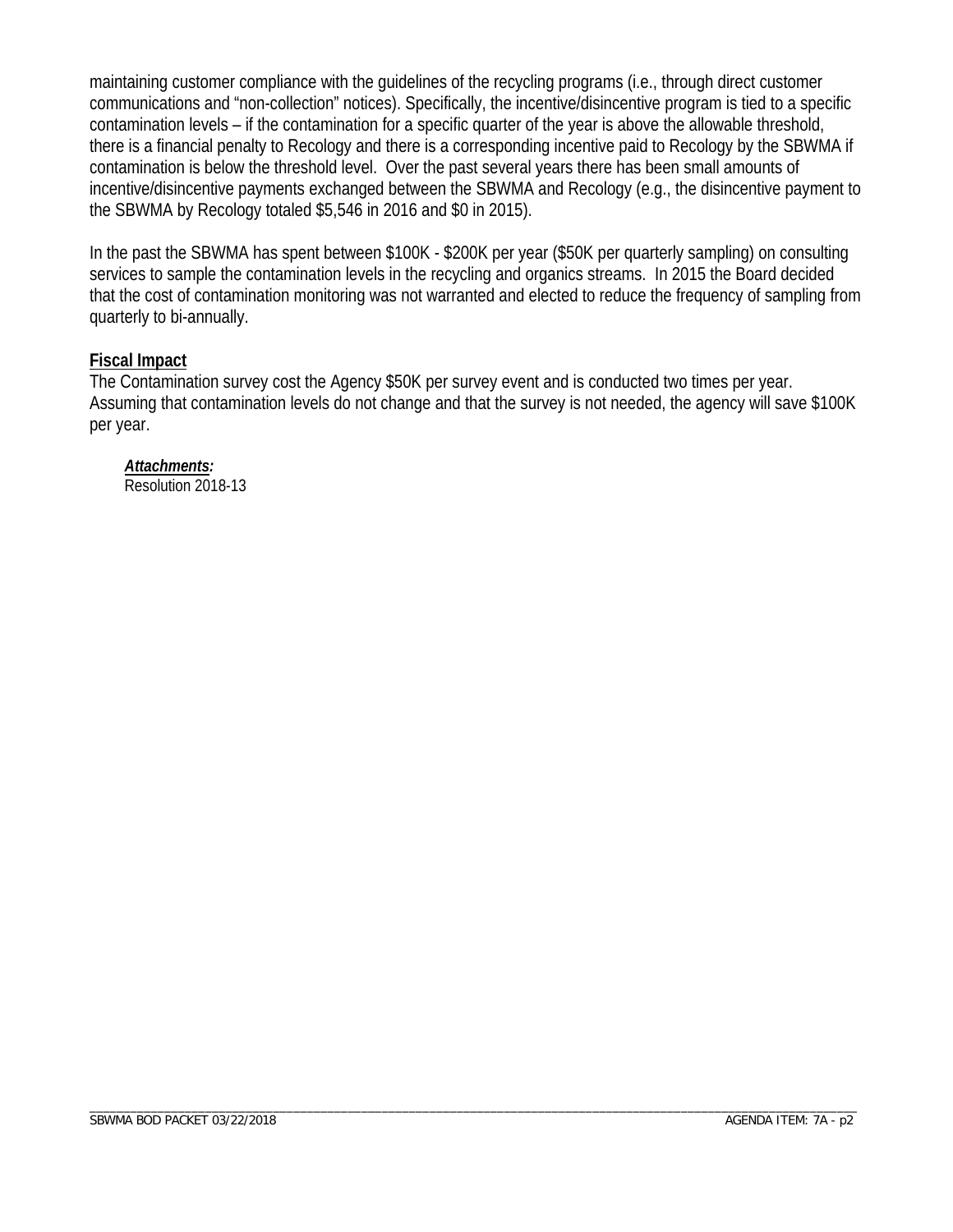maintaining customer compliance with the guidelines of the recycling programs (i.e., through direct customer communications and "non-collection" notices). Specifically, the incentive/disincentive program is tied to a specific contamination levels – if the contamination for a specific quarter of the year is above the allowable threshold, there is a financial penalty to Recology and there is a corresponding incentive paid to Recology by the SBWMA if contamination is below the threshold level. Over the past several years there has been small amounts of incentive/disincentive payments exchanged between the SBWMA and Recology (e.g., the disincentive payment to the SBWMA by Recology totaled $5,546 in 2016 and $0 in 2015).

In the past the SBWMA has spent between $100K - $200K per year ($50K per quarterly sampling) on consulting services to sample the contamination levels in the recycling and organics streams. In 2015 the Board decided that the cost of contamination monitoring was not warranted and elected to reduce the frequency of sampling from quarterly to bi-annually.

**Fiscal Impact**

The Contamination survey cost the Agency $50K per survey event and is conducted two times per year. Assuming that contamination levels do not change and that the survey is not needed, the agency will save $100K per year.

***Attachments:***
Resolution 2018-13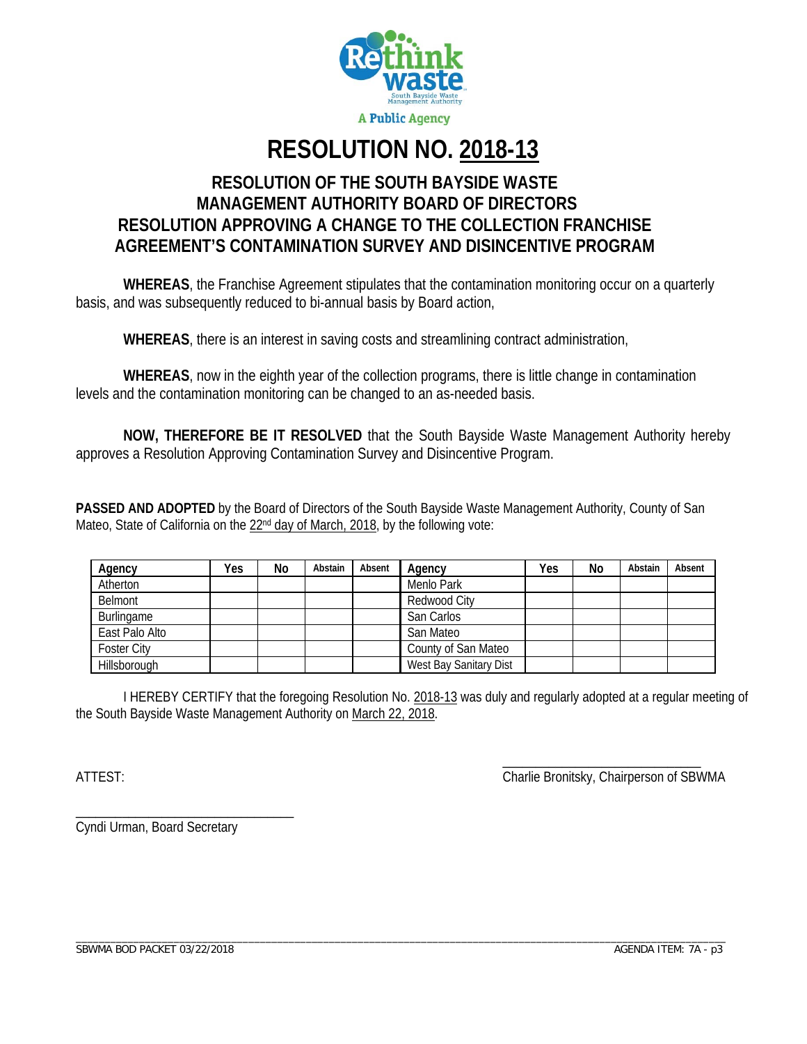Rethink waste

South Bayside Waste Management Authority

A Public Agency

# RESOLUTION NO. 2018-13

## RESOLUTION OF THE SOUTH BAYSIDE WASTE MANAGEMENT AUTHORITY BOARD OF DIRECTORS RESOLUTION APPROVING A CHANGE TO THE COLLECTION FRANCHISE AGREEMENT'S CONTAMINATION SURVEY AND DISINCENTIVE PROGRAM

**WHEREAS**, the Franchise Agreement stipulates that the contamination monitoring occur on a quarterly basis, and was subsequently reduced to bi-annual basis by Board action,

**WHEREAS**, there is an interest in saving costs and streamlining contract administration,

**WHEREAS**, now in the eighth year of the collection programs, there is little change in contamination levels and the contamination monitoring can be changed to an as-needed basis.

**NOW, THEREFORE BE IT RESOLVED** that the South Bayside Waste Management Authority hereby approves a Resolution Approving Contamination Survey and Disincentive Program.

**PASSED AND ADOPTED** by the Board of Directors of the South Bayside Waste Management Authority, County of San Mateo, State of California on the 22nd day of March, 2018, by the following vote:

| Agency | Yes | No | Abstain | Absent | Agency | Yes | No | Abstain | Absent |
|---|---|---|---|---|---|---|---|---|---|
| Atherton | | | | | Menlo Park | | | | |
| Belmont | | | | | Redwood City | | | | |
| Burlingame | | | | | San Carlos | | | | |
| East Palo Alto | | | | | San Mateo | | | | |
| Foster City | | | | | County of San Mateo | | | | |
| Hillsborough | | | | | West Bay Sanitary Dist | | | | |

I HEREBY CERTIFY that the foregoing Resolution No. 2018-13 was duly and regularly adopted at a regular meeting of the South Bayside Waste Management Authority on March 22, 2018.

ATTEST:

_____________________________
Charlie Bronitsky, Chairperson of SBWMA

_____________________________
Cyndi Urman, Board Secretary